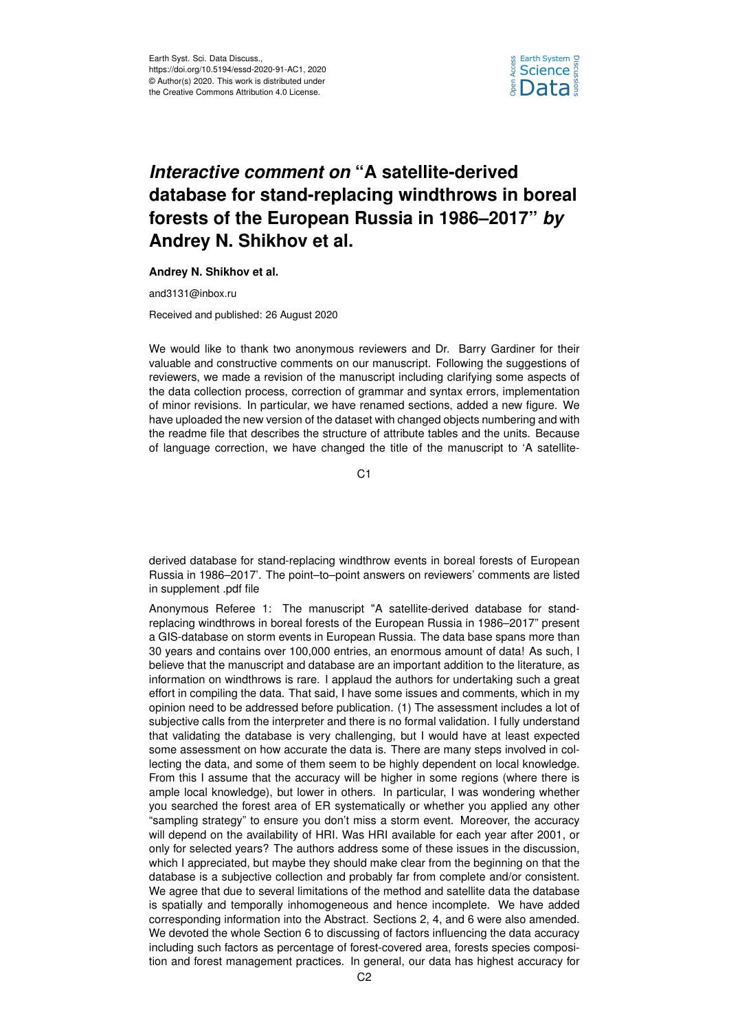Earth Syst. Sci. Data Discuss.,
https://doi.org/10.5194/essd-2020-91-AC1, 2020
© Author(s) 2020. This work is distributed under
the Creative Commons Attribution 4.0 License.

# *Interactive comment on* "A satellite-derived database for stand-replacing windthrows in boreal forests of the European Russia in 1986–2017" *by* Andrey N. Shikhov et al.

**Andrey N. Shikhov et al.**

and3131@inbox.ru

Received and published: 26 August 2020

We would like to thank two anonymous reviewers and Dr. Barry Gardiner for their valuable and constructive comments on our manuscript. Following the suggestions of reviewers, we made a revision of the manuscript including clarifying some aspects of the data collection process, correction of grammar and syntax errors, implementation of minor revisions. In particular, we have renamed sections, added a new figure. We have uploaded the new version of the dataset with changed objects numbering and with the readme file that describes the structure of attribute tables and the units. Because of language correction, we have changed the title of the manuscript to 'A satellite-derived database for stand-replacing windthrow events in boreal forests of European Russia in 1986–2017'. The point–to–point answers on reviewers' comments are listed in supplement .pdf file

Anonymous Referee 1: The manuscript "A satellite-derived database for stand-replacing windthrows in boreal forests of the European Russia in 1986–2017" present a GIS-database on storm events in European Russia. The data base spans more than 30 years and contains over 100,000 entries, an enormous amount of data! As such, I believe that the manuscript and database are an important addition to the literature, as information on windthrows is rare. I applaud the authors for undertaking such a great effort in compiling the data. That said, I have some issues and comments, which in my opinion need to be addressed before publication. (1) The assessment includes a lot of subjective calls from the interpreter and there is no formal validation. I fully understand that validating the database is very challenging, but I would have at least expected some assessment on how accurate the data is. There are many steps involved in collecting the data, and some of them seem to be highly dependent on local knowledge. From this I assume that the accuracy will be higher in some regions (where there is ample local knowledge), but lower in others. In particular, I was wondering whether you searched the forest area of ER systematically or whether you applied any other "sampling strategy" to ensure you don't miss a storm event. Moreover, the accuracy will depend on the availability of HRI. Was HRI available for each year after 2001, or only for selected years? The authors address some of these issues in the discussion, which I appreciated, but maybe they should make clear from the beginning on that the database is a subjective collection and probably far from complete and/or consistent. We agree that due to several limitations of the method and satellite data the database is spatially and temporally inhomogeneous and hence incomplete. We have added corresponding information into the Abstract. Sections 2, 4, and 6 were also amended. We devoted the whole Section 6 to discussing of factors influencing the data accuracy including such factors as percentage of forest-covered area, forests species composition and forest management practices. In general, our data has highest accuracy for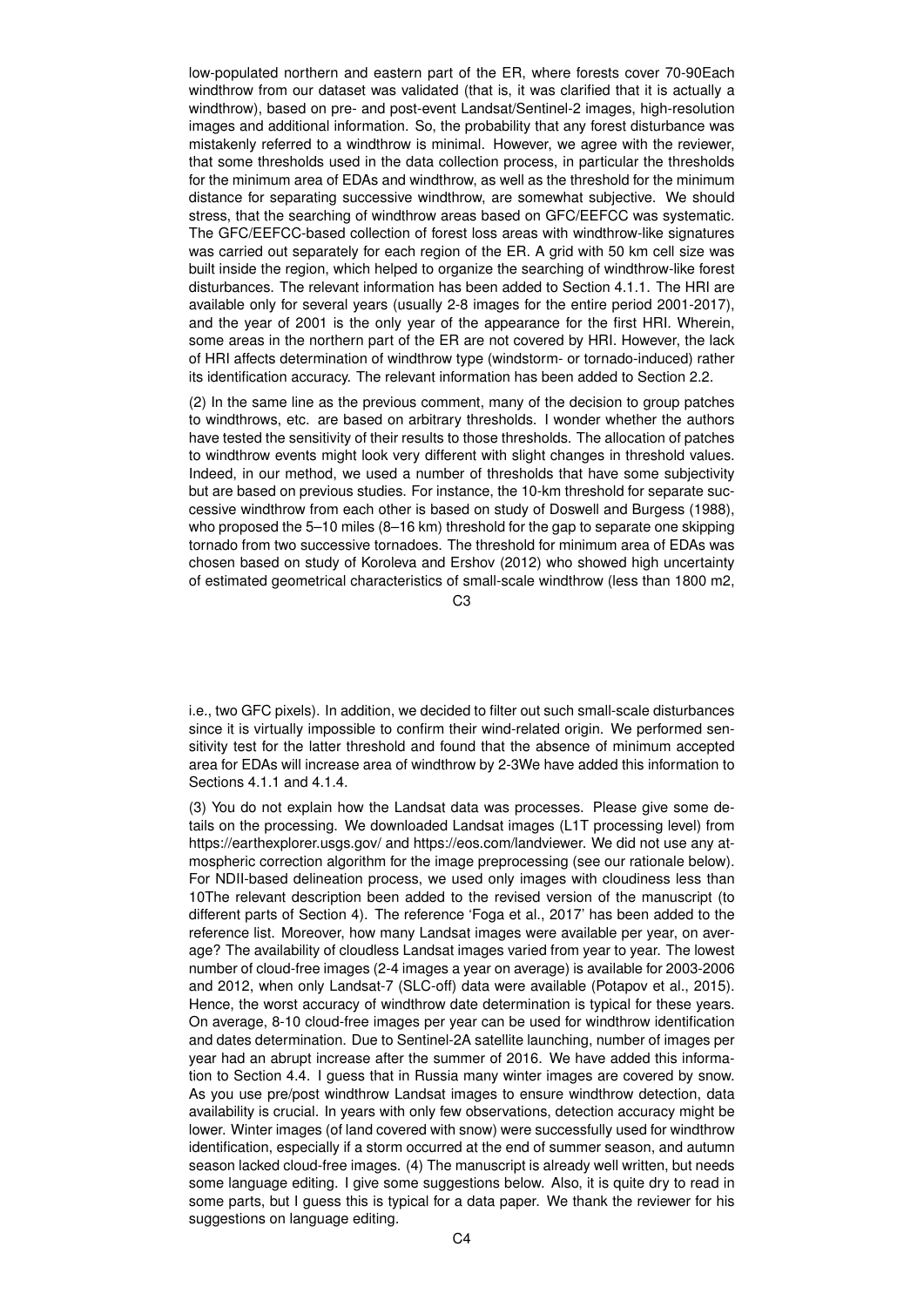low-populated northern and eastern part of the ER, where forests cover 70-90Each windthrow from our dataset was validated (that is, it was clarified that it is actually a windthrow), based on pre- and post-event Landsat/Sentinel-2 images, high-resolution images and additional information. So, the probability that any forest disturbance was mistakenly referred to a windthrow is minimal. However, we agree with the reviewer, that some thresholds used in the data collection process, in particular the thresholds for the minimum area of EDAs and windthrow, as well as the threshold for the minimum distance for separating successive windthrow, are somewhat subjective. We should stress, that the searching of windthrow areas based on GFC/EEFCC was systematic. The GFC/EEFCC-based collection of forest loss areas with windthrow-like signatures was carried out separately for each region of the ER. A grid with 50 km cell size was built inside the region, which helped to organize the searching of windthrow-like forest disturbances. The relevant information has been added to Section 4.1.1. The HRI are available only for several years (usually 2-8 images for the entire period 2001-2017), and the year of 2001 is the only year of the appearance for the first HRI. Wherein, some areas in the northern part of the ER are not covered by HRI. However, the lack of HRI affects determination of windthrow type (windstorm- or tornado-induced) rather its identification accuracy. The relevant information has been added to Section 2.2.

(2) In the same line as the previous comment, many of the decision to group patches to windthrows, etc. are based on arbitrary thresholds. I wonder whether the authors have tested the sensitivity of their results to those thresholds. The allocation of patches to windthrow events might look very different with slight changes in threshold values. Indeed, in our method, we used a number of thresholds that have some subjectivity but are based on previous studies. For instance, the 10-km threshold for separate successive windthrow from each other is based on study of Doswell and Burgess (1988), who proposed the 5–10 miles (8–16 km) threshold for the gap to separate one skipping tornado from two successive tornadoes. The threshold for minimum area of EDAs was chosen based on study of Koroleva and Ershov (2012) who showed high uncertainty of estimated geometrical characteristics of small-scale windthrow (less than 1800 m2, i.e., two GFC pixels). In addition, we decided to filter out such small-scale disturbances since it is virtually impossible to confirm their wind-related origin. We performed sensitivity test for the latter threshold and found that the absence of minimum accepted area for EDAs will increase area of windthrow by 2-3We have added this information to Sections 4.1.1 and 4.1.4.

(3) You do not explain how the Landsat data was processes. Please give some details on the processing. We downloaded Landsat images (L1T processing level) from https://earthexplorer.usgs.gov/ and https://eos.com/landviewer. We did not use any atmospheric correction algorithm for the image preprocessing (see our rationale below). For NDII-based delineation process, we used only images with cloudiness less than 10The relevant description been added to the revised version of the manuscript (to different parts of Section 4). The reference 'Foga et al., 2017' has been added to the reference list. Moreover, how many Landsat images were available per year, on average? The availability of cloudless Landsat images varied from year to year. The lowest number of cloud-free images (2-4 images a year on average) is available for 2003-2006 and 2012, when only Landsat-7 (SLC-off) data were available (Potapov et al., 2015). Hence, the worst accuracy of windthrow date determination is typical for these years. On average, 8-10 cloud-free images per year can be used for windthrow identification and dates determination. Due to Sentinel-2A satellite launching, number of images per year had an abrupt increase after the summer of 2016. We have added this information to Section 4.4. I guess that in Russia many winter images are covered by snow. As you use pre/post windthrow Landsat images to ensure windthrow detection, data availability is crucial. In years with only few observations, detection accuracy might be lower. Winter images (of land covered with snow) were successfully used for windthrow identification, especially if a storm occurred at the end of summer season, and autumn season lacked cloud-free images. (4) The manuscript is already well written, but needs some language editing. I give some suggestions below. Also, it is quite dry to read in some parts, but I guess this is typical for a data paper. We thank the reviewer for his suggestions on language editing.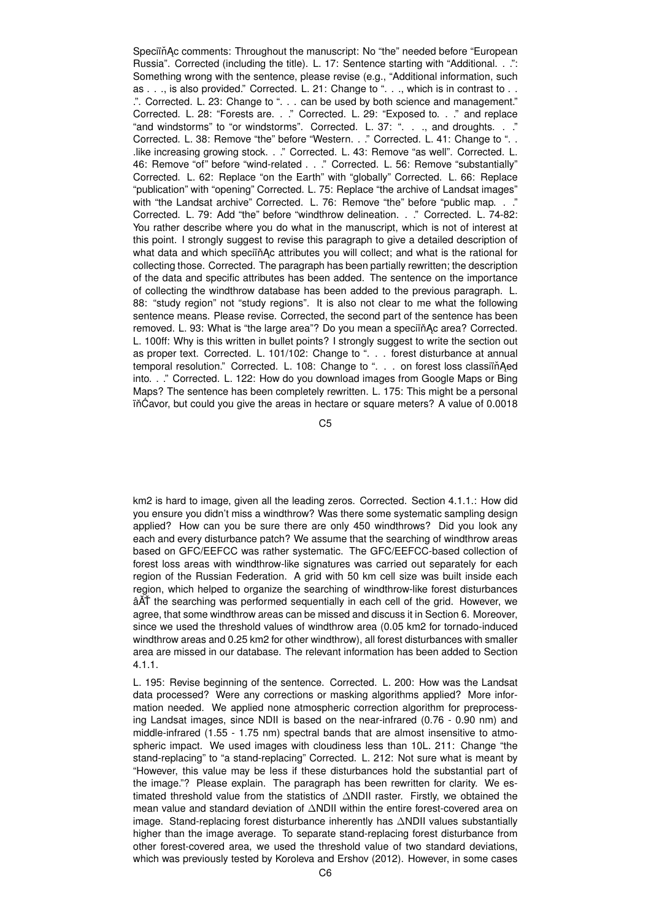Speciﬁc comments: Throughout the manuscript: No "the" needed before "European Russia". Corrected (including the title). L. 17: Sentence starting with "Additional. . .": Something wrong with the sentence, please revise (e.g., "Additional information, such as . . ., is also provided." Corrected. L. 21: Change to ". . ., which is in contrast to . . .". Corrected. L. 23: Change to ". . . can be used by both science and management." Corrected. L. 28: "Forests are. . ." Corrected. L. 29: "Exposed to. . ." and replace "and windstorms" to "or windstorms". Corrected. L. 37: ". . ., and droughts. . ." Corrected. L. 38: Remove "the" before "Western. . ." Corrected. L. 41: Change to ". . .like increasing growing stock. . ." Corrected. L. 43: Remove "as well". Corrected. L. 46: Remove "of" before "wind-related . . ." Corrected. L. 56: Remove "substantially" Corrected. L. 62: Replace "on the Earth" with "globally" Corrected. L. 66: Replace "publication" with "opening" Corrected. L. 75: Replace "the archive of Landsat images" with "the Landsat archive" Corrected. L. 76: Remove "the" before "public map. . ." Corrected. L. 79: Add "the" before "windthrow delineation. . ." Corrected. L. 74-82: You rather describe where you do what in the manuscript, which is not of interest at this point. I strongly suggest to revise this paragraph to give a detailed description of what data and which speciﬁc attributes you will collect; and what is the rational for collecting those. Corrected. The paragraph has been partially rewritten; the description of the data and specific attributes has been added. The sentence on the importance of collecting the windthrow database has been added to the previous paragraph. L. 88: "study region" not "study regions". It is also not clear to me what the following sentence means. Please revise. Corrected, the second part of the sentence has been removed. L. 93: What is "the large area"? Do you mean a speciﬁc area? Corrected. L. 100ff: Why is this written in bullet points? I strongly suggest to write the section out as proper text. Corrected. L. 101/102: Change to ". . . forest disturbance at annual temporal resolution." Corrected. L. 108: Change to ". . . on forest loss classiﬁed into. . ." Corrected. L. 122: How do you download images from Google Maps or Bing Maps? The sentence has been completely rewritten. L. 175: This might be a personal ﬂavor, but could you give the areas in hectare or square meters? A value of 0.0018 km2 is hard to image, given all the leading zeros. Corrected. Section 4.1.1.: How did you ensure you didn't miss a windthrow? Was there some systematic sampling design applied? How can you be sure there are only 450 windthrows? Did you look any each and every disturbance patch? We assume that the searching of windthrow areas based on GFC/EEFCC was rather systematic. The GFC/EEFCC-based collection of forest loss areas with windthrow-like signatures was carried out separately for each region of the Russian Federation. A grid with 50 km cell size was built inside each region, which helped to organize the searching of windthrow-like forest disturbances – the searching was performed sequentially in each cell of the grid. However, we agree, that some windthrow areas can be missed and discuss it in Section 6. Moreover, since we used the threshold values of windthrow area (0.05 km2 for tornado-induced windthrow areas and 0.25 km2 for other windthrow), all forest disturbances with smaller area are missed in our database. The relevant information has been added to Section 4.1.1.

L. 195: Revise beginning of the sentence. Corrected. L. 200: How was the Landsat data processed? Were any corrections or masking algorithms applied? More information needed. We applied none atmospheric correction algorithm for preprocessing Landsat images, since NDII is based on the near-infrared (0.76 - 0.90 nm) and middle-infrared (1.55 - 1.75 nm) spectral bands that are almost insensitive to atmospheric impact. We used images with cloudiness less than 10L. 211: Change "the stand-replacing" to "a stand-replacing" Corrected. L. 212: Not sure what is meant by "However, this value may be less if these disturbances hold the substantial part of the image."? Please explain. The paragraph has been rewritten for clarity. We estimated threshold value from the statistics of ∆NDII raster. Firstly, we obtained the mean value and standard deviation of ∆NDII within the entire forest-covered area on image. Stand-replacing forest disturbance inherently has ∆NDII values substantially higher than the image average. To separate stand-replacing forest disturbance from other forest-covered area, we used the threshold value of two standard deviations, which was previously tested by Koroleva and Ershov (2012). However, in some cases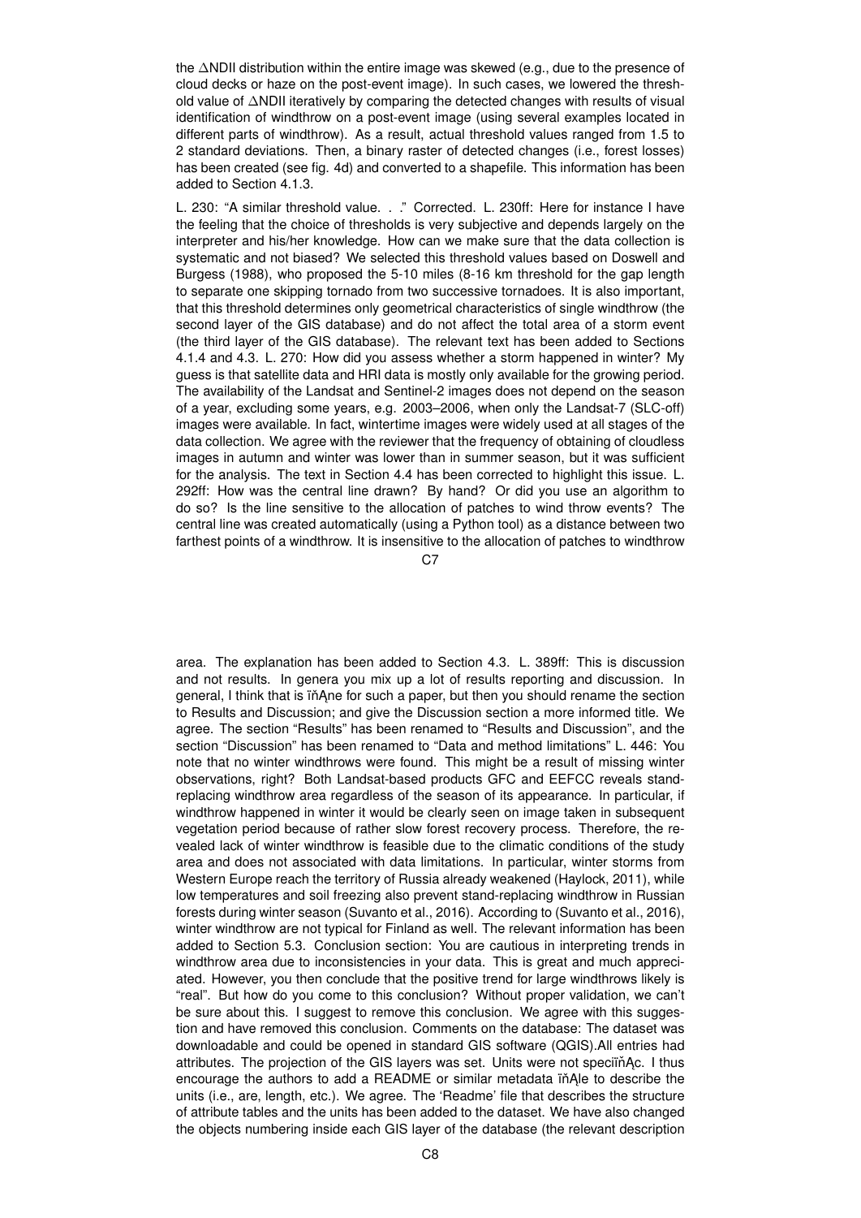the ΔNDII distribution within the entire image was skewed (e.g., due to the presence of cloud decks or haze on the post-event image). In such cases, we lowered the threshold value of ΔNDII iteratively by comparing the detected changes with results of visual identification of windthrow on a post-event image (using several examples located in different parts of windthrow). As a result, actual threshold values ranged from 1.5 to 2 standard deviations. Then, a binary raster of detected changes (i.e., forest losses) has been created (see fig. 4d) and converted to a shapefile. This information has been added to Section 4.1.3.

L. 230: "A similar threshold value. . ." Corrected. L. 230ff: Here for instance I have the feeling that the choice of thresholds is very subjective and depends largely on the interpreter and his/her knowledge. How can we make sure that the data collection is systematic and not biased? We selected this threshold values based on Doswell and Burgess (1988), who proposed the 5-10 miles (8-16 km threshold for the gap length to separate one skipping tornado from two successive tornadoes. It is also important, that this threshold determines only geometrical characteristics of single windthrow (the second layer of the GIS database) and do not affect the total area of a storm event (the third layer of the GIS database). The relevant text has been added to Sections 4.1.4 and 4.3. L. 270: How did you assess whether a storm happened in winter? My guess is that satellite data and HRI data is mostly only available for the growing period. The availability of the Landsat and Sentinel-2 images does not depend on the season of a year, excluding some years, e.g. 2003–2006, when only the Landsat-7 (SLC-off) images were available. In fact, wintertime images were widely used at all stages of the data collection. We agree with the reviewer that the frequency of obtaining of cloudless images in autumn and winter was lower than in summer season, but it was sufficient for the analysis. The text in Section 4.4 has been corrected to highlight this issue. L. 292ff: How was the central line drawn? By hand? Or did you use an algorithm to do so? Is the line sensitive to the allocation of patches to wind throw events? The central line was created automatically (using a Python tool) as a distance between two farthest points of a windthrow. It is insensitive to the allocation of patches to windthrow area. The explanation has been added to Section 4.3. L. 389ff: This is discussion and not results. In genera you mix up a lot of results reporting and discussion. In general, I think that is ïňAne for such a paper, but then you should rename the section to Results and Discussion; and give the Discussion section a more informed title. We agree. The section "Results" has been renamed to "Results and Discussion", and the section "Discussion" has been renamed to "Data and method limitations" L. 446: You note that no winter windthrows were found. This might be a result of missing winter observations, right? Both Landsat-based products GFC and EEFCC reveals stand-replacing windthrow area regardless of the season of its appearance. In particular, if windthrow happened in winter it would be clearly seen on image taken in subsequent vegetation period because of rather slow forest recovery process. Therefore, the revealed lack of winter windthrow is feasible due to the climatic conditions of the study area and does not associated with data limitations. In particular, winter storms from Western Europe reach the territory of Russia already weakened (Haylock, 2011), while low temperatures and soil freezing also prevent stand-replacing windthrow in Russian forests during winter season (Suvanto et al., 2016). According to (Suvanto et al., 2016), winter windthrow are not typical for Finland as well. The relevant information has been added to Section 5.3. Conclusion section: You are cautious in interpreting trends in windthrow area due to inconsistencies in your data. This is great and much appreciated. However, you then conclude that the positive trend for large windthrows likely is "real". But how do you come to this conclusion? Without proper validation, we can't be sure about this. I suggest to remove this conclusion. We agree with this suggestion and have removed this conclusion. Comments on the database: The dataset was downloadable and could be opened in standard GIS software (QGIS).All entries had attributes. The projection of the GIS layers was set. Units were not speciïňAc. I thus encourage the authors to add a README or similar metadata ïňAle to describe the units (i.e., are, length, etc.). We agree. The 'Readme' file that describes the structure of attribute tables and the units has been added to the dataset. We have also changed the objects numbering inside each GIS layer of the database (the relevant description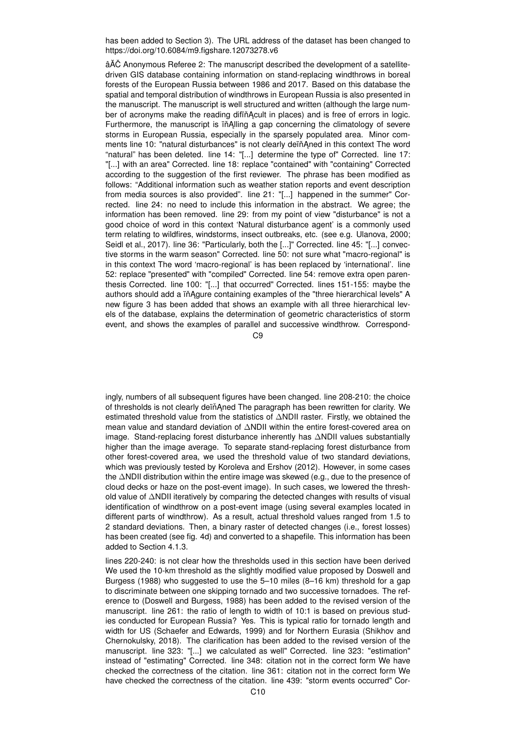has been added to Section 3). The URL address of the dataset has been changed to https://doi.org/10.6084/m9.figshare.12073278.v6

âĂČ Anonymous Referee 2: The manuscript described the development of a satellite-driven GIS database containing information on stand-replacing windthrows in boreal forests of the European Russia between 1986 and 2017. Based on this database the spatial and temporal distribution of windthrows in European Russia is also presented in the manuscript. The manuscript is well structured and written (although the large number of acronyms make the reading difïňĄcult in places) and is free of errors in logic. Furthermore, the manuscript is ïňĄlling a gap concerning the climatology of severe storms in European Russia, especially in the sparsely populated area. Minor comments line 10: "natural disturbances" is not clearly deïňĄned in this context The word "natural" has been deleted. line 14: "[...] determine the type of" Corrected. line 17: "[...] with an area" Corrected. line 18: replace "contained" with "containing" Corrected according to the suggestion of the first reviewer. The phrase has been modified as follows: "Additional information such as weather station reports and event description from media sources is also provided". line 21: "[...] happened in the summer" Corrected. line 24: no need to include this information in the abstract. We agree; the information has been removed. line 29: from my point of view "disturbance" is not a good choice of word in this context 'Natural disturbance agent' is a commonly used term relating to wildfires, windstorms, insect outbreaks, etc. (see e.g. Ulanova, 2000; Seidl et al., 2017). line 36: "Particularly, both the [...]" Corrected. line 45: "[...] convective storms in the warm season" Corrected. line 50: not sure what "macro-regional" is in this context The word 'macro-regional' is has been replaced by 'international'. line 52: replace "presented" with "compiled" Corrected. line 54: remove extra open parenthesis Corrected. line 100: "[...] that occurred" Corrected. lines 151-155: maybe the authors should add a ïňĄgure containing examples of the "three hierarchical levels" A new figure 3 has been added that shows an example with all three hierarchical levels of the database, explains the determination of geometric characteristics of storm event, and shows the examples of parallel and successive windthrow. Correspondingly, numbers of all subsequent figures have been changed. line 208-210: the choice of thresholds is not clearly deïňĄned The paragraph has been rewritten for clarity. We estimated threshold value from the statistics of ΔNDII raster. Firstly, we obtained the mean value and standard deviation of ΔNDII within the entire forest-covered area on image. Stand-replacing forest disturbance inherently has ΔNDII values substantially higher than the image average. To separate stand-replacing forest disturbance from other forest-covered area, we used the threshold value of two standard deviations, which was previously tested by Koroleva and Ershov (2012). However, in some cases the ΔNDII distribution within the entire image was skewed (e.g., due to the presence of cloud decks or haze on the post-event image). In such cases, we lowered the threshold value of ΔNDII iteratively by comparing the detected changes with results of visual identification of windthrow on a post-event image (using several examples located in different parts of windthrow). As a result, actual threshold values ranged from 1.5 to 2 standard deviations. Then, a binary raster of detected changes (i.e., forest losses) has been created (see fig. 4d) and converted to a shapefile. This information has been added to Section 4.1.3.

lines 220-240: is not clear how the thresholds used in this section have been derived We used the 10-km threshold as the slightly modified value proposed by Doswell and Burgess (1988) who suggested to use the 5–10 miles (8–16 km) threshold for a gap to discriminate between one skipping tornado and two successive tornadoes. The reference to (Doswell and Burgess, 1988) has been added to the revised version of the manuscript. line 261: the ratio of length to width of 10:1 is based on previous studies conducted for European Russia? Yes. This is typical ratio for tornado length and width for US (Schaefer and Edwards, 1999) and for Northern Eurasia (Shikhov and Chernokulsky, 2018). The clarification has been added to the revised version of the manuscript. line 323: "[...] we calculated as well" Corrected. line 323: "estimation" instead of "estimating" Corrected. line 348: citation not in the correct form We have checked the correctness of the citation. line 361: citation not in the correct form We have checked the correctness of the citation. line 439: "storm events occurred" Cor-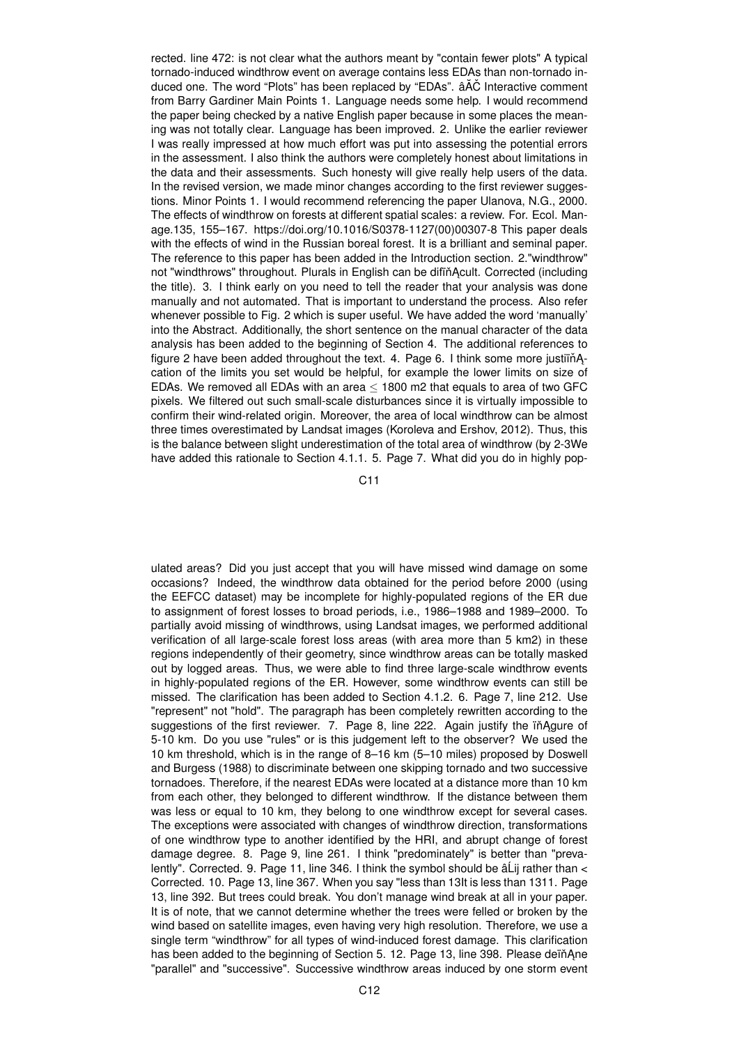rected. line 472: is not clear what the authors meant by "contain fewer plots" A typical tornado-induced windthrow event on average contains less EDAs than non-tornado induced one. The word "Plots" has been replaced by "EDAs". âĂČ Interactive comment from Barry Gardiner Main Points 1. Language needs some help. I would recommend the paper being checked by a native English paper because in some places the meaning was not totally clear. Language has been improved. 2. Unlike the earlier reviewer I was really impressed at how much effort was put into assessing the potential errors in the assessment. I also think the authors were completely honest about limitations in the data and their assessments. Such honesty will give really help users of the data. In the revised version, we made minor changes according to the first reviewer suggestions. Minor Points 1. I would recommend referencing the paper Ulanova, N.G., 2000. The effects of windthrow on forests at different spatial scales: a review. For. Ecol. Manage.135, 155–167. https://doi.org/10.1016/S0378-1127(00)00307-8 This paper deals with the effects of wind in the Russian boreal forest. It is a brilliant and seminal paper. The reference to this paper has been added in the Introduction section. 2."windthrow" not "windthrows" throughout. Plurals in English can be difiňĄcult. Corrected (including the title). 3. I think early on you need to tell the reader that your analysis was done manually and not automated. That is important to understand the process. Also refer whenever possible to Fig. 2 which is super useful. We have added the word 'manually' into the Abstract. Additionally, the short sentence on the manual character of the data analysis has been added to the beginning of Section 4. The additional references to figure 2 have been added throughout the text. 4. Page 6. I think some more justiïňĄcation of the limits you set would be helpful, for example the lower limits on size of EDAs. We removed all EDAs with an area ≤ 1800 m2 that equals to area of two GFC pixels. We filtered out such small-scale disturbances since it is virtually impossible to confirm their wind-related origin. Moreover, the area of local windthrow can be almost three times overestimated by Landsat images (Koroleva and Ershov, 2012). Thus, this is the balance between slight underestimation of the total area of windthrow (by 2-3We have added this rationale to Section 4.1.1. 5. Page 7. What did you do in highly populated areas? Did you just accept that you will have missed wind damage on some occasions? Indeed, the windthrow data obtained for the period before 2000 (using the EEFCC dataset) may be incomplete for highly-populated regions of the ER due to assignment of forest losses to broad periods, i.e., 1986–1988 and 1989–2000. To partially avoid missing of windthrows, using Landsat images, we performed additional verification of all large-scale forest loss areas (with area more than 5 km2) in these regions independently of their geometry, since windthrow areas can be totally masked out by logged areas. Thus, we were able to find three large-scale windthrow events in highly-populated regions of the ER. However, some windthrow events can still be missed. The clarification has been added to Section 4.1.2. 6. Page 7, line 212. Use "represent" not "hold". The paragraph has been completely rewritten according to the suggestions of the first reviewer. 7. Page 8, line 222. Again justify the ïňĄgure of 5-10 km. Do you use "rules" or is this judgement left to the observer? We used the 10 km threshold, which is in the range of 8–16 km (5–10 miles) proposed by Doswell and Burgess (1988) to discriminate between one skipping tornado and two successive tornadoes. Therefore, if the nearest EDAs were located at a distance more than 10 km from each other, they belonged to different windthrow. If the distance between them was less or equal to 10 km, they belong to one windthrow except for several cases. The exceptions were associated with changes of windthrow direction, transformations of one windthrow type to another identified by the HRI, and abrupt change of forest damage degree. 8. Page 9, line 261. I think "predominately" is better than "prevalently". Corrected. 9. Page 11, line 346. I think the symbol should be âĹij rather than < Corrected. 10. Page 13, line 367. When you say "less than 13It is less than 1311. Page 13, line 392. But trees could break. You don't manage wind break at all in your paper. It is of note, that we cannot determine whether the trees were felled or broken by the wind based on satellite images, even having very high resolution. Therefore, we use a single term "windthrow" for all types of wind-induced forest damage. This clarification has been added to the beginning of Section 5. 12. Page 13, line 398. Please deïňĄne "parallel" and "successive". Successive windthrow areas induced by one storm event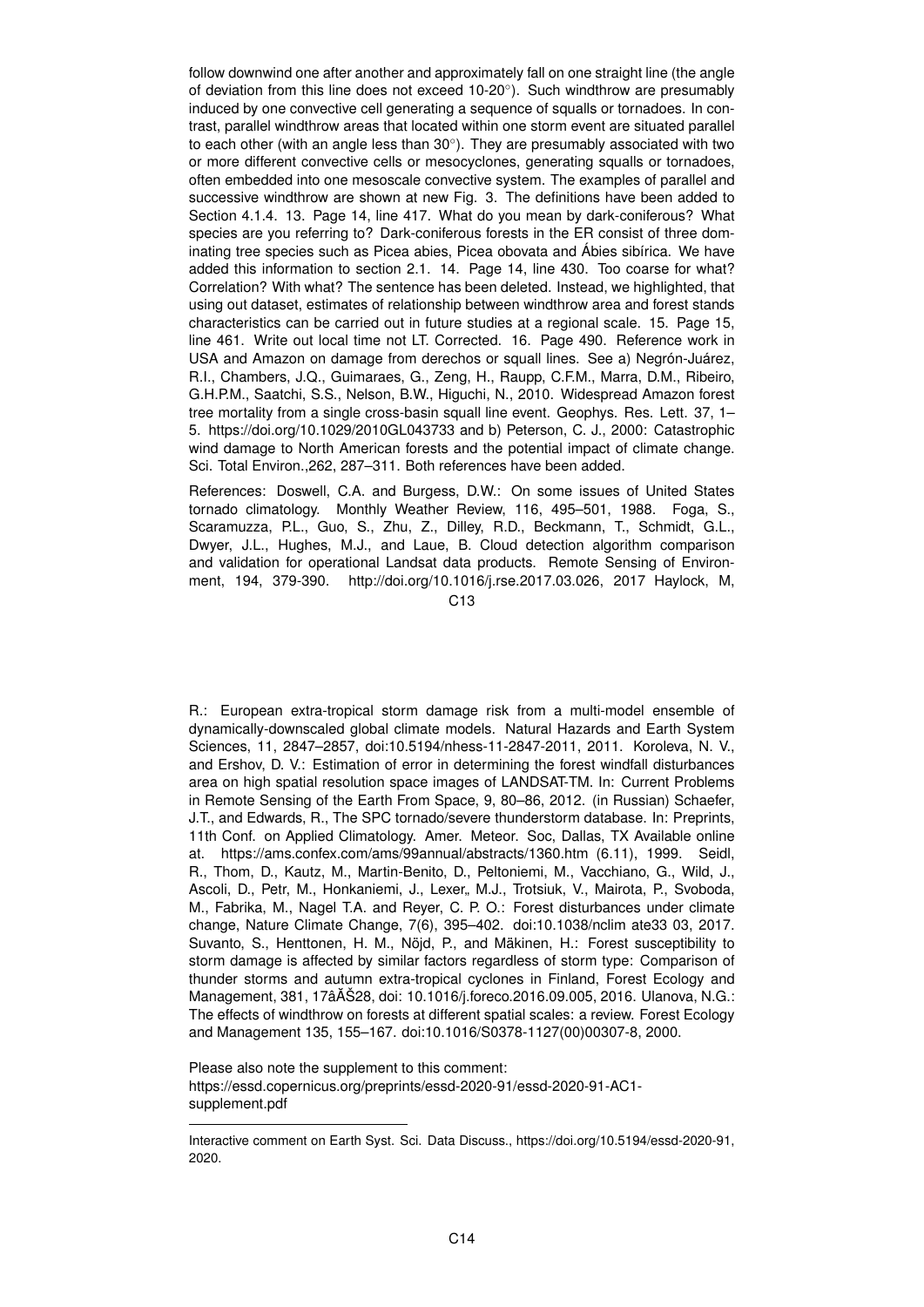follow downwind one after another and approximately fall on one straight line (the angle of deviation from this line does not exceed 10-20°). Such windthrow are presumably induced by one convective cell generating a sequence of squalls or tornadoes. In contrast, parallel windthrow areas that located within one storm event are situated parallel to each other (with an angle less than 30°). They are presumably associated with two or more different convective cells or mesocyclones, generating squalls or tornadoes, often embedded into one mesoscale convective system. The examples of parallel and successive windthrow are shown at new Fig. 3. The definitions have been added to Section 4.1.4. 13. Page 14, line 417. What do you mean by dark-coniferous? What species are you referring to? Dark-coniferous forests in the ER consist of three dominating tree species such as Picea abies, Picea obovata and Ábies sibírica. We have added this information to section 2.1. 14. Page 14, line 430. Too coarse for what? Correlation? With what? The sentence has been deleted. Instead, we highlighted, that using out dataset, estimates of relationship between windthrow area and forest stands characteristics can be carried out in future studies at a regional scale. 15. Page 15, line 461. Write out local time not LT. Corrected. 16. Page 490. Reference work in USA and Amazon on damage from derechos or squall lines. See a) Negrón-Juárez, R.I., Chambers, J.Q., Guimaraes, G., Zeng, H., Raupp, C.F.M., Marra, D.M., Ribeiro, G.H.P.M., Saatchi, S.S., Nelson, B.W., Higuchi, N., 2010. Widespread Amazon forest tree mortality from a single cross-basin squall line event. Geophys. Res. Lett. 37, 1–5. https://doi.org/10.1029/2010GL043733 and b) Peterson, C. J., 2000: Catastrophic wind damage to North American forests and the potential impact of climate change. Sci. Total Environ.,262, 287–311. Both references have been added.

References: Doswell, C.A. and Burgess, D.W.: On some issues of United States tornado climatology. Monthly Weather Review, 116, 495–501, 1988. Foga, S., Scaramuzza, P.L., Guo, S., Zhu, Z., Dilley, R.D., Beckmann, T., Schmidt, G.L., Dwyer, J.L., Hughes, M.J., and Laue, B. Cloud detection algorithm comparison and validation for operational Landsat data products. Remote Sensing of Environment, 194, 379-390. http://doi.org/10.1016/j.rse.2017.03.026, 2017 Haylock, M, R.: European extra-tropical storm damage risk from a multi-model ensemble of dynamically-downscaled global climate models. Natural Hazards and Earth System Sciences, 11, 2847–2857, doi:10.5194/nhess-11-2847-2011, 2011. Koroleva, N. V., and Ershov, D. V.: Estimation of error in determining the forest windfall disturbances area on high spatial resolution space images of LANDSAT-TM. In: Current Problems in Remote Sensing of the Earth From Space, 9, 80–86, 2012. (in Russian) Schaefer, J.T., and Edwards, R., The SPC tornado/severe thunderstorm database. In: Preprints, 11th Conf. on Applied Climatology. Amer. Meteor. Soc, Dallas, TX Available online at. https://ams.confex.com/ams/99annual/abstracts/1360.htm (6.11), 1999. Seidl, R., Thom, D., Kautz, M., Martin-Benito, D., Peltoniemi, M., Vacchiano, G., Wild, J., Ascoli, D., Petr, M., Honkaniemi, J., Lexer„ M.J., Trotsiuk, V., Mairota, P., Svoboda, M., Fabrika, M., Nagel T.A. and Reyer, C. P. O.: Forest disturbances under climate change, Nature Climate Change, 7(6), 395–402. doi:10.1038/nclim ate33 03, 2017. Suvanto, S., Henttonen, H. M., Nöjd, P., and Mäkinen, H.: Forest susceptibility to storm damage is affected by similar factors regardless of storm type: Comparison of thunder storms and autumn extra-tropical cyclones in Finland, Forest Ecology and Management, 381, 17âĂŠ28, doi: 10.1016/j.foreco.2016.09.005, 2016. Ulanova, N.G.: The effects of windthrow on forests at different spatial scales: a review. Forest Ecology and Management 135, 155–167. doi:10.1016/S0378-1127(00)00307-8, 2000.

Please also note the supplement to this comment:
https://essd.copernicus.org/preprints/essd-2020-91/essd-2020-91-AC1-supplement.pdf

Interactive comment on Earth Syst. Sci. Data Discuss., https://doi.org/10.5194/essd-2020-91, 2020.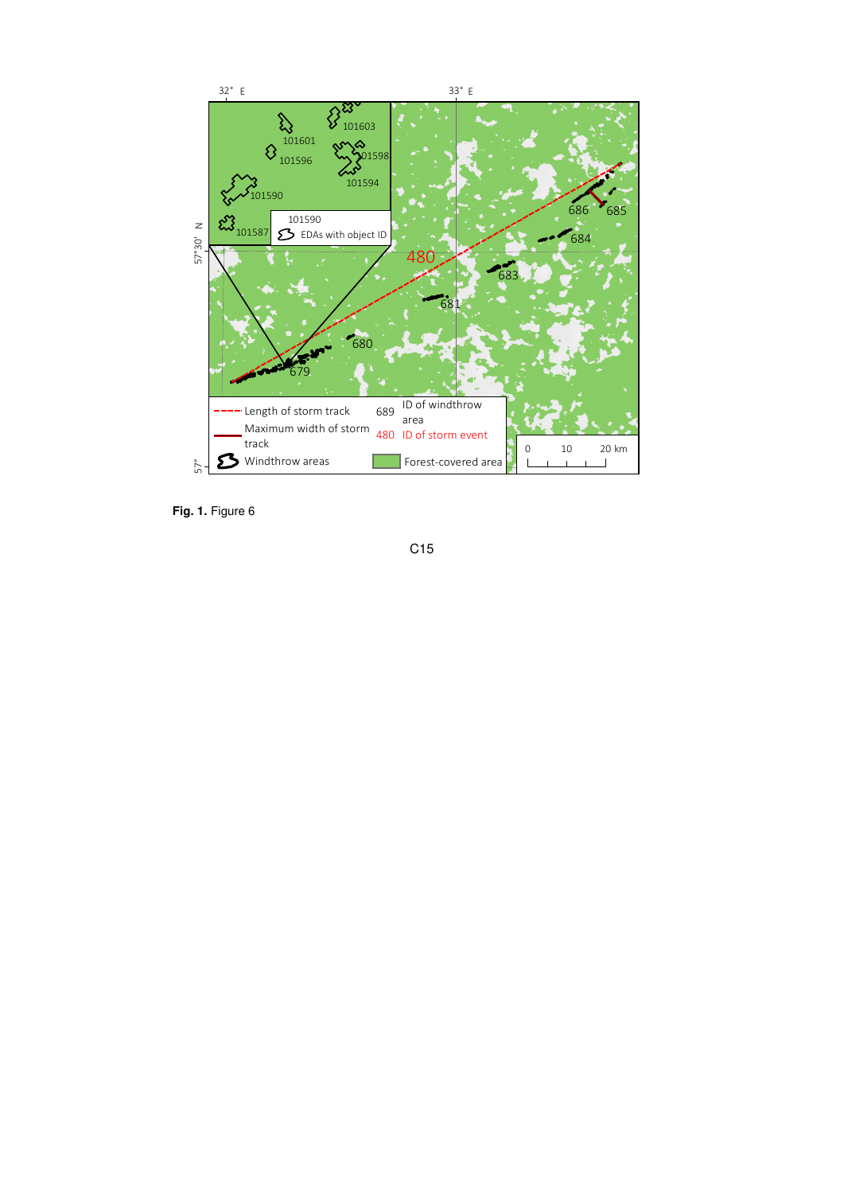32° E

33° E

57°30' N

57°

101603

101601

101596

101598

101594

101590

101587

101590

EDAs with object ID

480

686

685

684

683

681

680

679

Length of storm track

Maximum width of storm track

Windthrow areas

689 ID of windthrow area

480 ID of storm event

Forest-covered area

0 10 20 km

**Fig. 1.** Figure 6